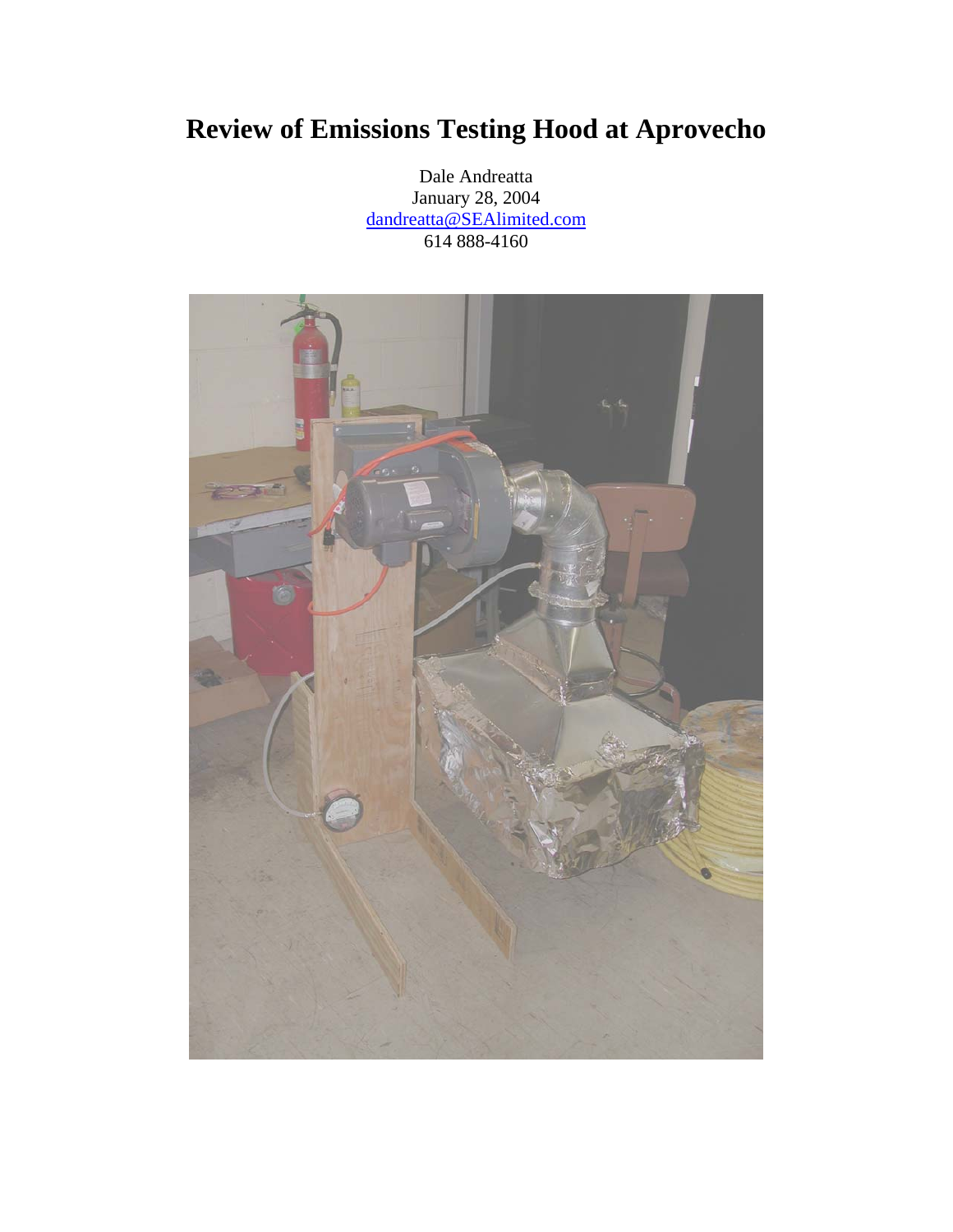# Review of Emissions Testing Hood at Aprovecho

Dale Andreatta
January 28, 2004
dandreatta@SEAlimited.com
614 888-4160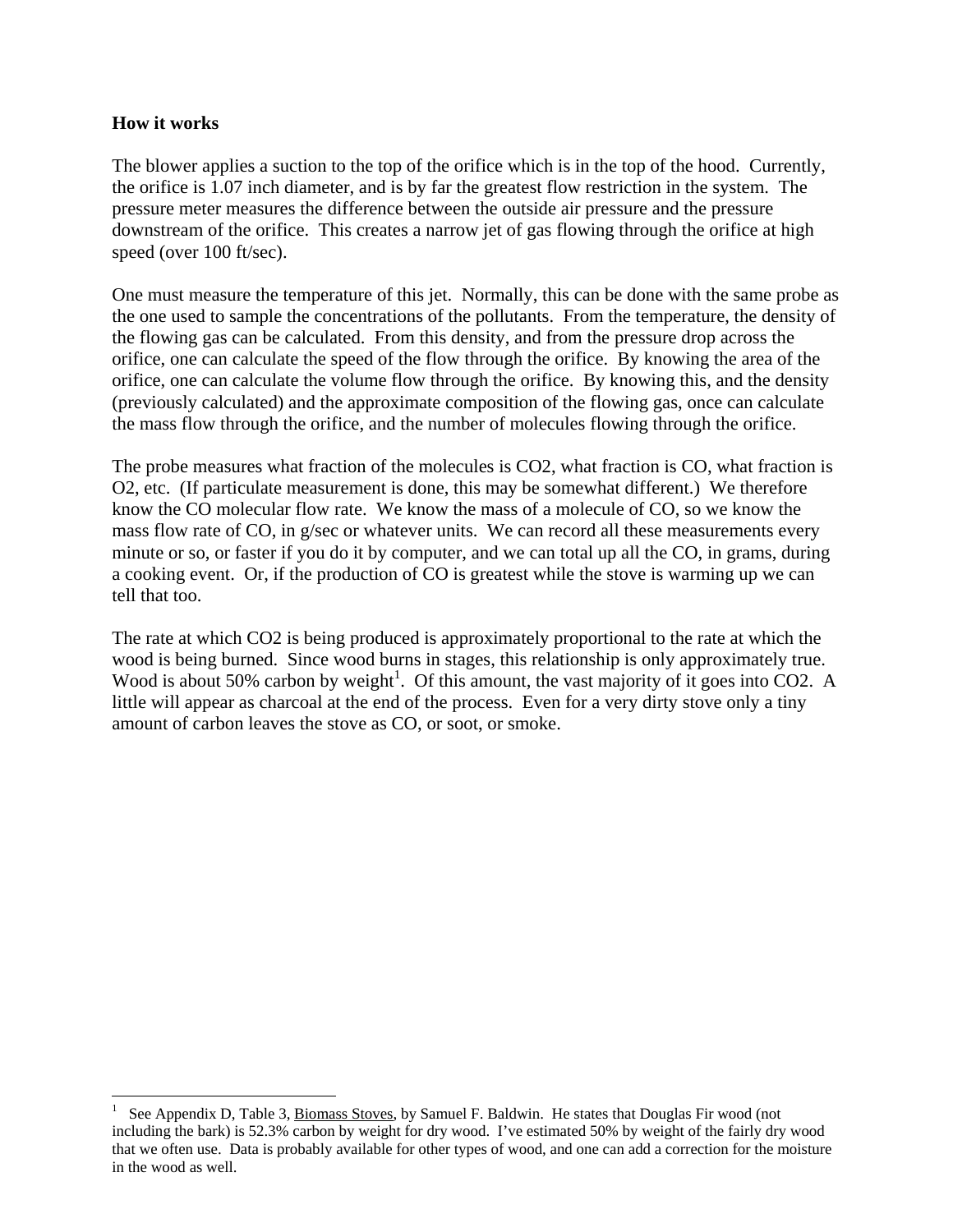**How it works**

The blower applies a suction to the top of the orifice which is in the top of the hood. Currently, the orifice is 1.07 inch diameter, and is by far the greatest flow restriction in the system. The pressure meter measures the difference between the outside air pressure and the pressure downstream of the orifice. This creates a narrow jet of gas flowing through the orifice at high speed (over 100 ft/sec).

One must measure the temperature of this jet. Normally, this can be done with the same probe as the one used to sample the concentrations of the pollutants. From the temperature, the density of the flowing gas can be calculated. From this density, and from the pressure drop across the orifice, one can calculate the speed of the flow through the orifice. By knowing the area of the orifice, one can calculate the volume flow through the orifice. By knowing this, and the density (previously calculated) and the approximate composition of the flowing gas, once can calculate the mass flow through the orifice, and the number of molecules flowing through the orifice.

The probe measures what fraction of the molecules is $CO_2$, what fraction is CO, what fraction is $O_2$, etc. (If particulate measurement is done, this may be somewhat different.) We therefore know the CO molecular flow rate. We know the mass of a molecule of CO, so we know the mass flow rate of CO, in g/sec or whatever units. We can record all these measurements every minute or so, or faster if you do it by computer, and we can total up all the CO, in grams, during a cooking event. Or, if the production of CO is greatest while the stove is warming up we can tell that too.

The rate at which $CO_2$ is being produced is approximately proportional to the rate at which the wood is being burned. Since wood burns in stages, this relationship is only approximately true. Wood is about 50% carbon by weight[1]. Of this amount, the vast majority of it goes into $CO_2$. A little will appear as charcoal at the end of the process. Even for a very dirty stove only a tiny amount of carbon leaves the stove as CO, or soot, or smoke.

---

[1] See Appendix D, Table 3, Biomass Stoves, by Samuel F. Baldwin. He states that Douglas Fir wood (not including the bark) is 52.3% carbon by weight for dry wood. I've estimated 50% by weight of the fairly dry wood that we often use. Data is probably available for other types of wood, and one can add a correction for the moisture in the wood as well.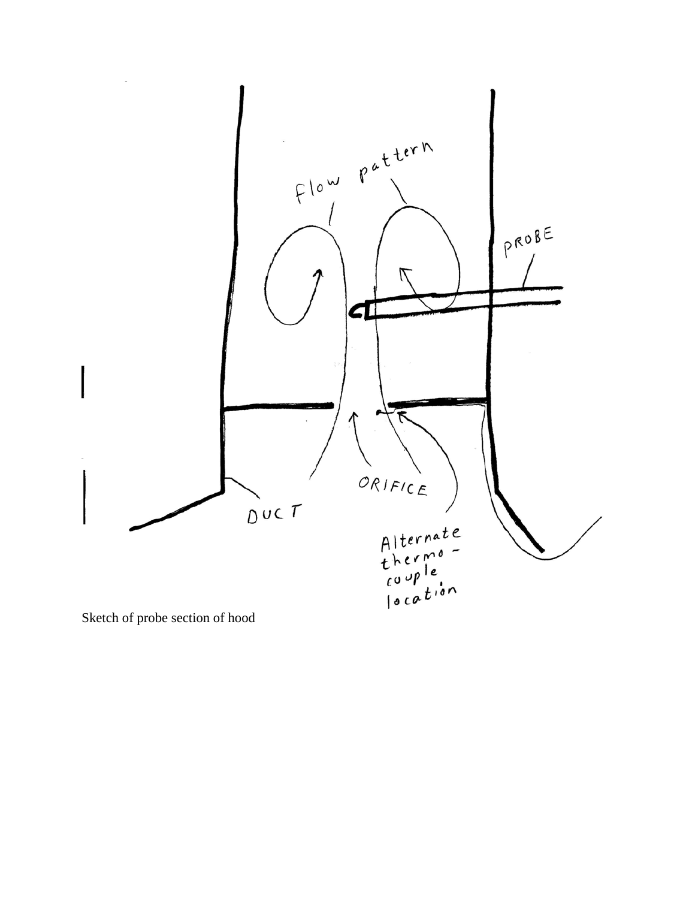Sketch of probe section of hood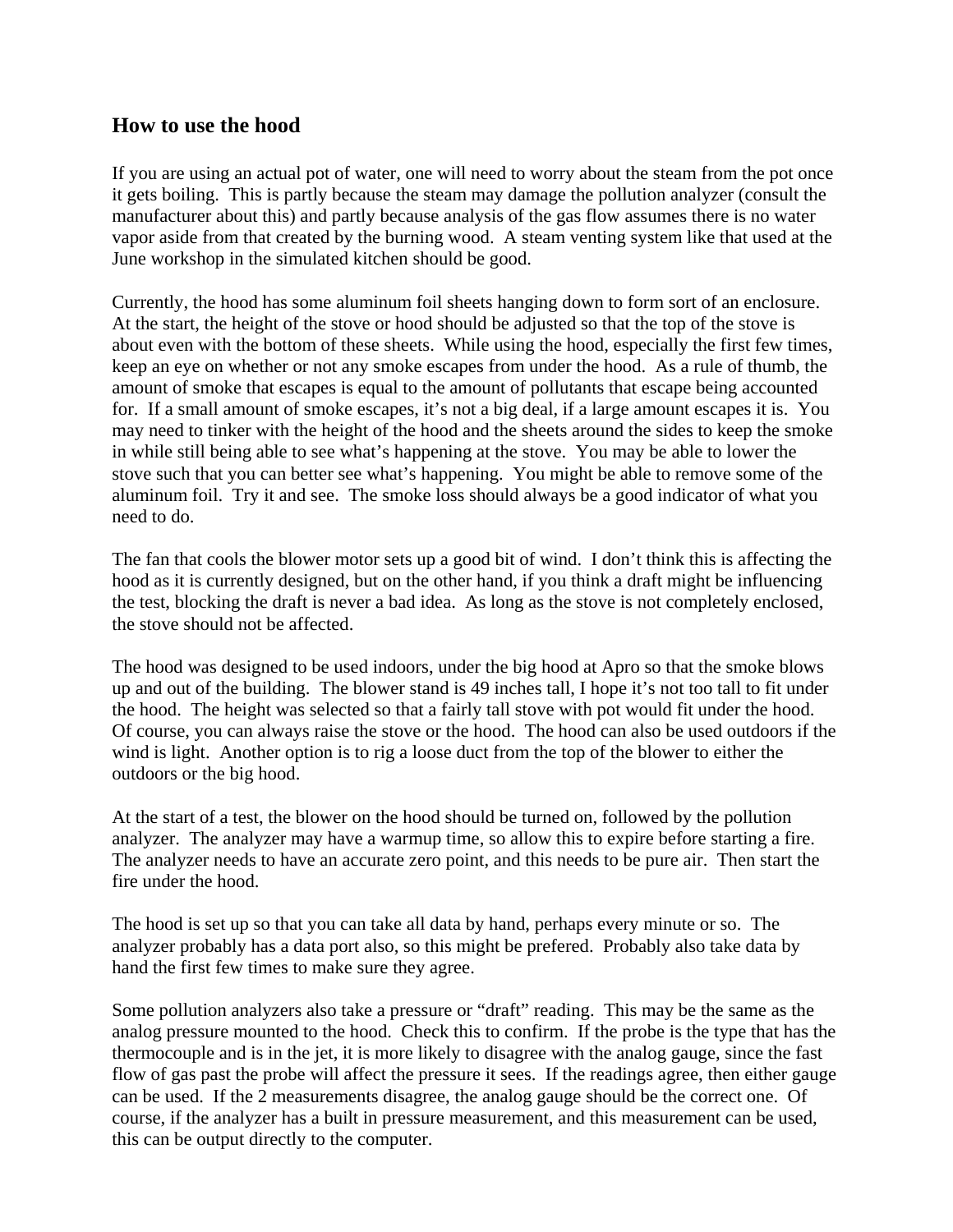## How to use the hood

If you are using an actual pot of water, one will need to worry about the steam from the pot once it gets boiling. This is partly because the steam may damage the pollution analyzer (consult the manufacturer about this) and partly because analysis of the gas flow assumes there is no water vapor aside from that created by the burning wood. A steam venting system like that used at the June workshop in the simulated kitchen should be good.

Currently, the hood has some aluminum foil sheets hanging down to form sort of an enclosure. At the start, the height of the stove or hood should be adjusted so that the top of the stove is about even with the bottom of these sheets. While using the hood, especially the first few times, keep an eye on whether or not any smoke escapes from under the hood. As a rule of thumb, the amount of smoke that escapes is equal to the amount of pollutants that escape being accounted for. If a small amount of smoke escapes, it's not a big deal, if a large amount escapes it is. You may need to tinker with the height of the hood and the sheets around the sides to keep the smoke in while still being able to see what's happening at the stove. You may be able to lower the stove such that you can better see what's happening. You might be able to remove some of the aluminum foil. Try it and see. The smoke loss should always be a good indicator of what you need to do.

The fan that cools the blower motor sets up a good bit of wind. I don't think this is affecting the hood as it is currently designed, but on the other hand, if you think a draft might be influencing the test, blocking the draft is never a bad idea. As long as the stove is not completely enclosed, the stove should not be affected.

The hood was designed to be used indoors, under the big hood at Apro so that the smoke blows up and out of the building. The blower stand is 49 inches tall, I hope it's not too tall to fit under the hood. The height was selected so that a fairly tall stove with pot would fit under the hood. Of course, you can always raise the stove or the hood. The hood can also be used outdoors if the wind is light. Another option is to rig a loose duct from the top of the blower to either the outdoors or the big hood.

At the start of a test, the blower on the hood should be turned on, followed by the pollution analyzer. The analyzer may have a warmup time, so allow this to expire before starting a fire. The analyzer needs to have an accurate zero point, and this needs to be pure air. Then start the fire under the hood.

The hood is set up so that you can take all data by hand, perhaps every minute or so. The analyzer probably has a data port also, so this might be prefered. Probably also take data by hand the first few times to make sure they agree.

Some pollution analyzers also take a pressure or "draft" reading. This may be the same as the analog pressure mounted to the hood. Check this to confirm. If the probe is the type that has the thermocouple and is in the jet, it is more likely to disagree with the analog gauge, since the fast flow of gas past the probe will affect the pressure it sees. If the readings agree, then either gauge can be used. If the 2 measurements disagree, the analog gauge should be the correct one. Of course, if the analyzer has a built in pressure measurement, and this measurement can be used, this can be output directly to the computer.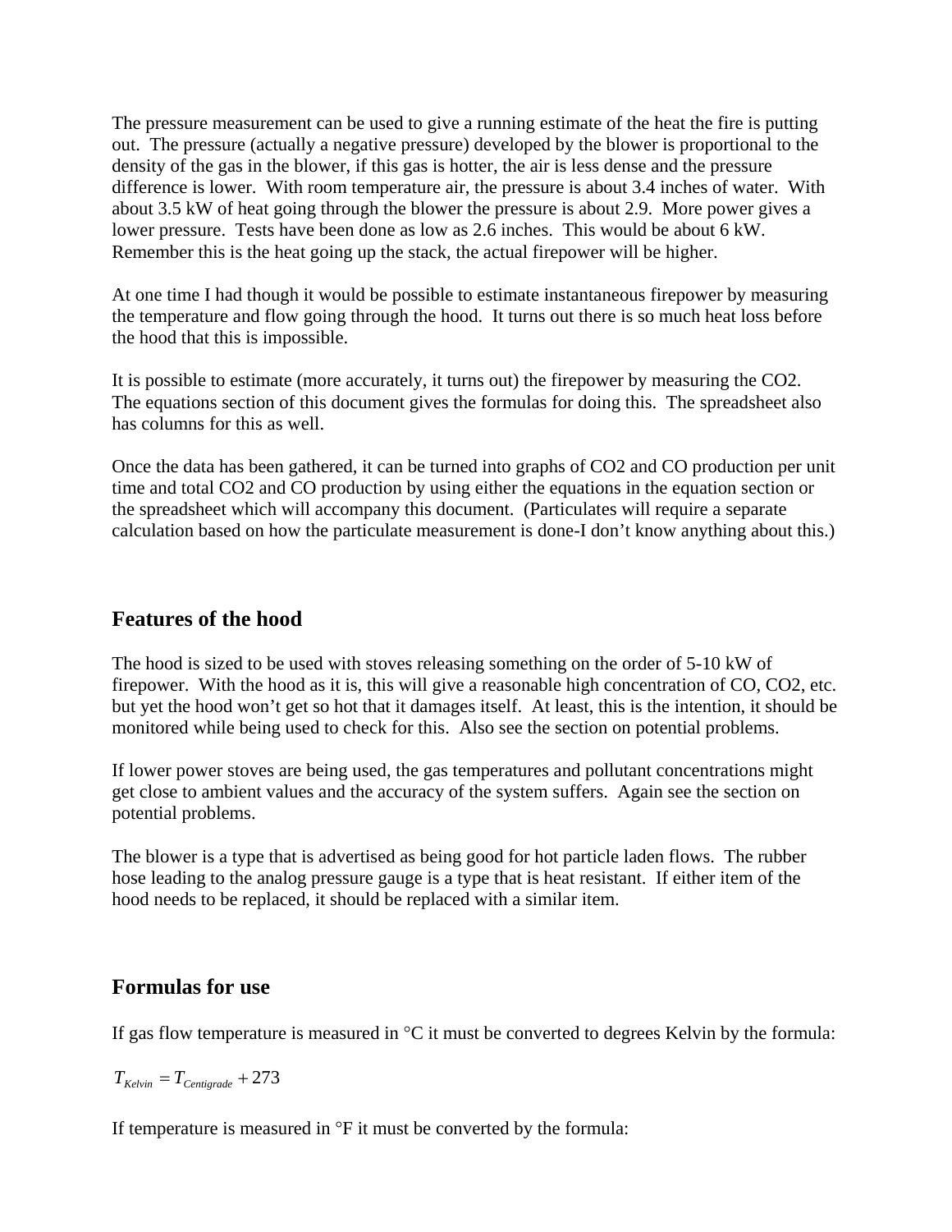The pressure measurement can be used to give a running estimate of the heat the fire is putting out. The pressure (actually a negative pressure) developed by the blower is proportional to the density of the gas in the blower, if this gas is hotter, the air is less dense and the pressure difference is lower. With room temperature air, the pressure is about 3.4 inches of water. With about 3.5 kW of heat going through the blower the pressure is about 2.9. More power gives a lower pressure. Tests have been done as low as 2.6 inches. This would be about 6 kW. Remember this is the heat going up the stack, the actual firepower will be higher.

At one time I had though it would be possible to estimate instantaneous firepower by measuring the temperature and flow going through the hood. It turns out there is so much heat loss before the hood that this is impossible.

It is possible to estimate (more accurately, it turns out) the firepower by measuring the CO2. The equations section of this document gives the formulas for doing this. The spreadsheet also has columns for this as well.

Once the data has been gathered, it can be turned into graphs of CO2 and CO production per unit time and total CO2 and CO production by using either the equations in the equation section or the spreadsheet which will accompany this document. (Particulates will require a separate calculation based on how the particulate measurement is done-I don't know anything about this.)

## Features of the hood

The hood is sized to be used with stoves releasing something on the order of 5-10 kW of firepower. With the hood as it is, this will give a reasonable high concentration of CO, CO2, etc. but yet the hood won't get so hot that it damages itself. At least, this is the intention, it should be monitored while being used to check for this. Also see the section on potential problems.

If lower power stoves are being used, the gas temperatures and pollutant concentrations might get close to ambient values and the accuracy of the system suffers. Again see the section on potential problems.

The blower is a type that is advertised as being good for hot particle laden flows. The rubber hose leading to the analog pressure gauge is a type that is heat resistant. If either item of the hood needs to be replaced, it should be replaced with a similar item.

## Formulas for use

If gas flow temperature is measured in °C it must be converted to degrees Kelvin by the formula:

$$T_{Kelvin} = T_{Centigrade} + 273$$

If temperature is measured in °F it must be converted by the formula: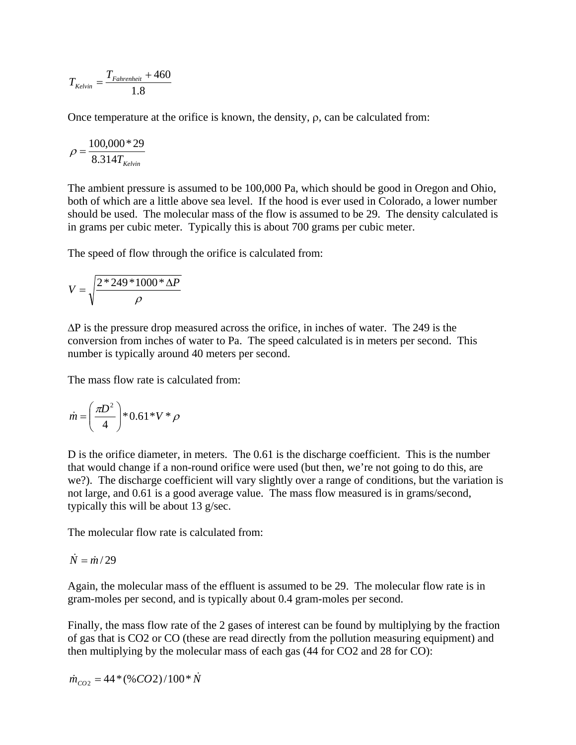$$T_{Kelvin} = \frac{T_{Fahrenheit} + 460}{1.8}$$

Once temperature at the orifice is known, the density, ρ, can be calculated from:

$$\rho = \frac{100{,}000 * 29}{8.314 T_{Kelvin}}$$

The ambient pressure is assumed to be 100,000 Pa, which should be good in Oregon and Ohio, both of which are a little above sea level. If the hood is ever used in Colorado, a lower number should be used. The molecular mass of the flow is assumed to be 29. The density calculated is in grams per cubic meter. Typically this is about 700 grams per cubic meter.

The speed of flow through the orifice is calculated from:

$$V = \sqrt{\frac{2 * 249 * 1000 * \Delta P}{\rho}}$$

ΔP is the pressure drop measured across the orifice, in inches of water. The 249 is the conversion from inches of water to Pa. The speed calculated is in meters per second. This number is typically around 40 meters per second.

The mass flow rate is calculated from:

$$\dot{m} = \left(\frac{\pi D^2}{4}\right) * 0.61 * V * \rho$$

D is the orifice diameter, in meters. The 0.61 is the discharge coefficient. This is the number that would change if a non-round orifice were used (but then, we're not going to do this, are we?). The discharge coefficient will vary slightly over a range of conditions, but the variation is not large, and 0.61 is a good average value. The mass flow measured is in grams/second, typically this will be about 13 g/sec.

The molecular flow rate is calculated from:

$$\dot{N} = \dot{m} / 29$$

Again, the molecular mass of the effluent is assumed to be 29. The molecular flow rate is in gram-moles per second, and is typically about 0.4 gram-moles per second.

Finally, the mass flow rate of the 2 gases of interest can be found by multiplying by the fraction of gas that is CO2 or CO (these are read directly from the pollution measuring equipment) and then multiplying by the molecular mass of each gas (44 for CO2 and 28 for CO):

$$\dot{m}_{CO2} = 44 * (\%CO2) / 100 * \dot{N}$$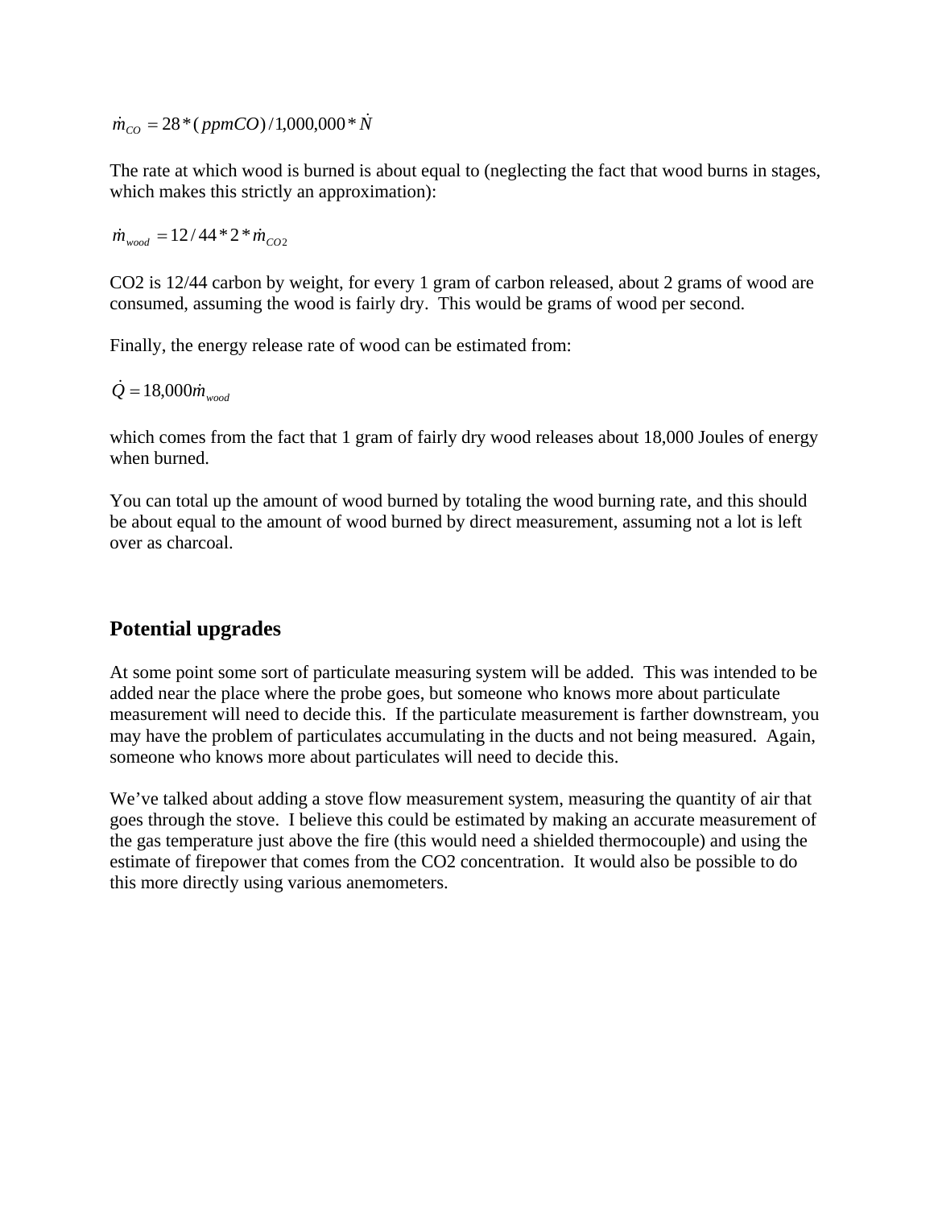$$\dot{m}_{CO} = 28 * (ppmCO) / 1{,}000{,}000 * \dot{N}$$

The rate at which wood is burned is about equal to (neglecting the fact that wood burns in stages, which makes this strictly an approximation):

$$\dot{m}_{wood} = 12/44 * 2 * \dot{m}_{CO2}$$

CO2 is 12/44 carbon by weight, for every 1 gram of carbon released, about 2 grams of wood are consumed, assuming the wood is fairly dry. This would be grams of wood per second.

Finally, the energy release rate of wood can be estimated from:

$$\dot{Q} = 18{,}000\dot{m}_{wood}$$

which comes from the fact that 1 gram of fairly dry wood releases about 18,000 Joules of energy when burned.

You can total up the amount of wood burned by totaling the wood burning rate, and this should be about equal to the amount of wood burned by direct measurement, assuming not a lot is left over as charcoal.

## Potential upgrades

At some point some sort of particulate measuring system will be added. This was intended to be added near the place where the probe goes, but someone who knows more about particulate measurement will need to decide this. If the particulate measurement is farther downstream, you may have the problem of particulates accumulating in the ducts and not being measured. Again, someone who knows more about particulates will need to decide this.

We've talked about adding a stove flow measurement system, measuring the quantity of air that goes through the stove. I believe this could be estimated by making an accurate measurement of the gas temperature just above the fire (this would need a shielded thermocouple) and using the estimate of firepower that comes from the CO2 concentration. It would also be possible to do this more directly using various anemometers.